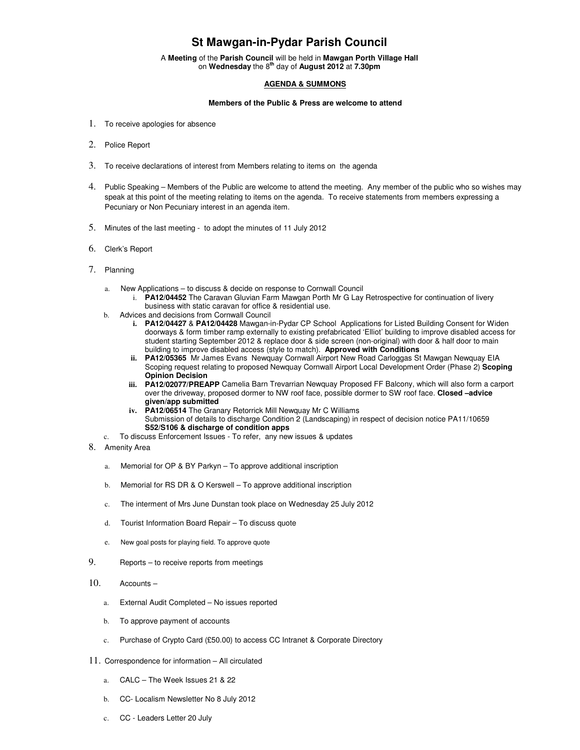# St Mawgan-in-Pydar Parish Council

A **Meeting** of the **Parish Council** will be held in **Mawgan Porth Village Hall** on **Wednesday** the 8th day of **August 2012** at **7.30pm**

**AGENDA & SUMMONS**

**Members of the Public & Press are welcome to attend**

1. To receive apologies for absence
2. Police Report
3. To receive declarations of interest from Members relating to items on the agenda
4. Public Speaking – Members of the Public are welcome to attend the meeting. Any member of the public who so wishes may speak at this point of the meeting relating to items on the agenda. To receive statements from members expressing a Pecuniary or Non Pecuniary interest in an agenda item.
5. Minutes of the last meeting - to adopt the minutes of 11 July 2012
6. Clerk's Report
7. Planning
   a. New Applications – to discuss & decide on response to Cornwall Council
      i. **PA12/04452** The Caravan Gluvian Farm Mawgan Porth Mr G Lay Retrospective for continuation of livery business with static caravan for office & residential use.
   b. Advices and decisions from Cornwall Council
      **i.** **PA12/04427** & **PA12/04428** Mawgan-in-Pydar CP School Applications for Listed Building Consent for Widen doorways & form timber ramp externally to existing prefabricated 'Elliot' building to improve disabled access for student starting September 2012 & replace door & side screen (non-original) with door & half door to main building to improve disabled access (style to match). **Approved with Conditions**
      **ii.** **PA12/05365** Mr James Evans Newquay Cornwall Airport New Road Carloggas St Mawgan Newquay EIA Scoping request relating to proposed Newquay Cornwall Airport Local Development Order (Phase 2) **Scoping Opinion Decision**
      **iii.** **PA12/02077/PREAPP** Camelia Barn Trevarrian Newquay Proposed FF Balcony, which will also form a carport over the driveway, proposed dormer to NW roof face, possible dormer to SW roof face. **Closed –advice given/app submitted**
      **iv.** **PA12/06514** The Granary Retorrick Mill Newquay Mr C Williams
      Submission of details to discharge Condition 2 (Landscaping) in respect of decision notice PA11/10659
      **S52/S106 & discharge of condition apps**
   c. To discuss Enforcement Issues - To refer, any new issues & updates
8. Amenity Area
   a. Memorial for OP & BY Parkyn – To approve additional inscription
   b. Memorial for RS DR & O Kerswell – To approve additional inscription
   c. The interment of Mrs June Dunstan took place on Wednesday 25 July 2012
   d. Tourist Information Board Repair – To discuss quote
   e. New goal posts for playing field. To approve quote
9. Reports – to receive reports from meetings
10. Accounts –
    a. External Audit Completed – No issues reported
    b. To approve payment of accounts
    c. Purchase of Crypto Card (£50.00) to access CC Intranet & Corporate Directory
11. Correspondence for information – All circulated
    a. CALC – The Week Issues 21 & 22
    b. CC- Localism Newsletter No 8 July 2012
    c. CC - Leaders Letter 20 July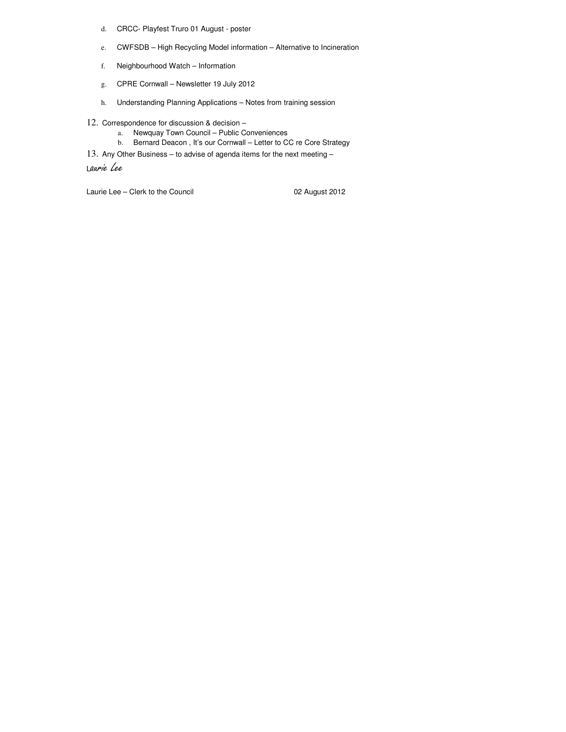d. CRCC- Playfest Truro 01 August - poster

e. CWFSDB – High Recycling Model information – Alternative to Incineration

f. Neighbourhood Watch – Information

g. CPRE Cornwall – Newsletter 19 July 2012

h. Understanding Planning Applications – Notes from training session

12. Correspondence for discussion & decision –
    a. Newquay Town Council – Public Conveniences
    b. Bernard Deacon , It's our Cornwall – Letter to CC re Core Strategy

13. Any Other Business – to advise of agenda items for the next meeting –

*Laurie Lee*

Laurie Lee – Clerk to the Council 02 August 2012